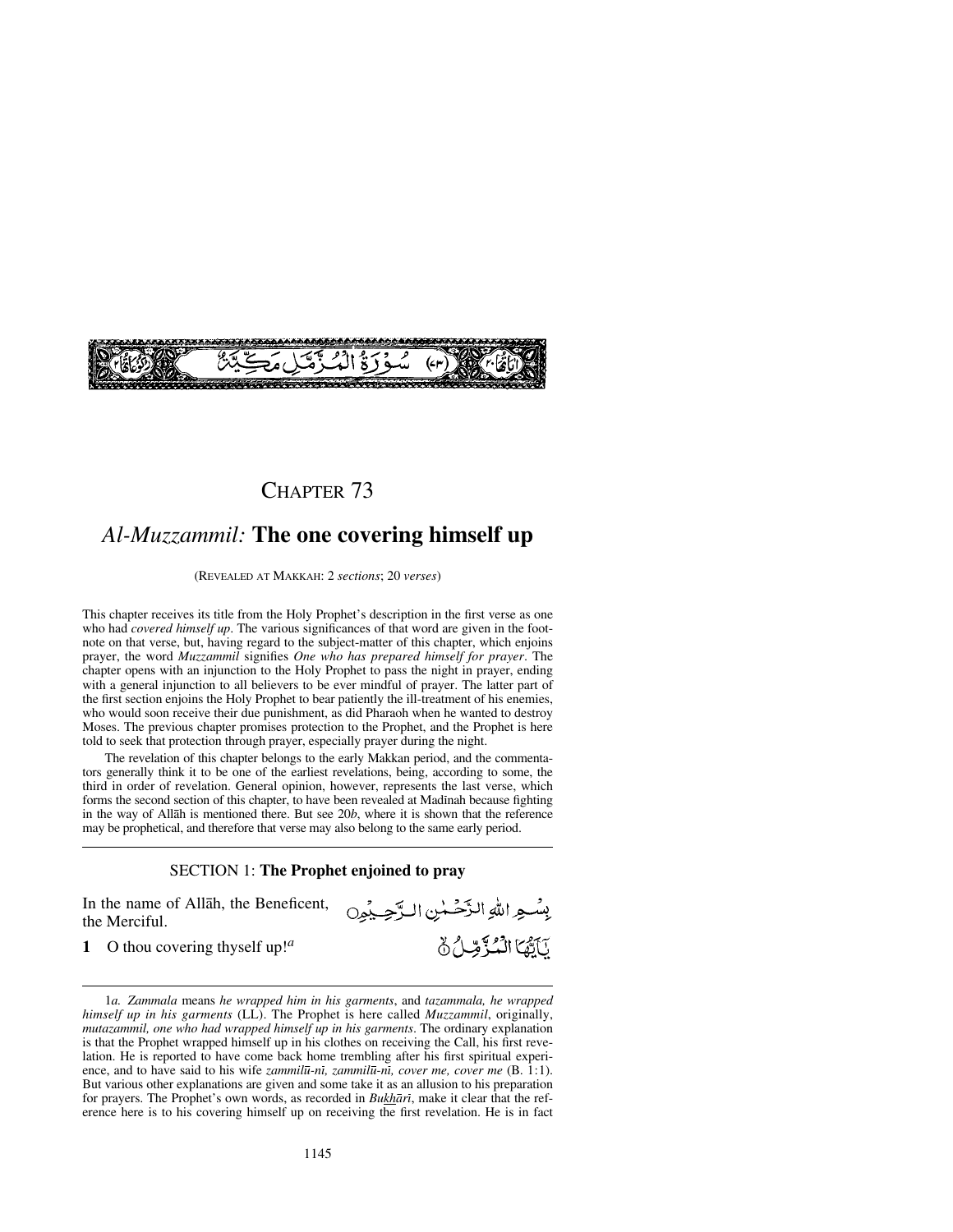سُوْرَةُ الْمُزَّمِّلِ مَكِّيَّةٌ

# CHAPTER 73

## *Al-Muzzammil:* **The one covering himself up**

(REVEALED AT MAKKAH: 2 *sections*; 20 *verses*)

This chapter receives its title from the Holy Prophet's description in the first verse as one who had *covered himself up*. The various significances of that word are given in the footnote on that verse, but, having regard to the subject-matter of this chapter, which enjoins prayer, the word *Muzzammil* signifies *One who has prepared himself for prayer*. The chapter opens with an injunction to the Holy Prophet to pass the night in prayer, ending with a general injunction to all believers to be ever mindful of prayer. The latter part of the first section enjoins the Holy Prophet to bear patiently the ill-treatment of his enemies, who would soon receive their due punishment, as did Pharaoh when he wanted to destroy Moses. The previous chapter promises protection to the Prophet, and the Prophet is here told to seek that protection through prayer, especially prayer during the night.

The revelation of this chapter belongs to the early Makkan period, and the commentators generally think it to be one of the earliest revelations, being, according to some, the third in order of revelation. General opinion, however, represents the last verse, which forms the second section of this chapter, to have been revealed at Madīnah because fighting in the way of Allāh is mentioned there. But see 20*b*, where it is shown that the reference may be prophetical, and therefore that verse may also belong to the same early period.

### SECTION 1: **The Prophet enjoined to pray**

In the name of Allāh, the Beneficent, the Merciful.

بِسْمِ اللّٰهِ الرَّحْمٰنِ الرَّحِيْمِ

**1** O thou covering thyself up![a]

يٰٓاَيُّهَا الْمُزَّمِّلُ ۙ﴿۱﴾

---

1*a*. *Zammala* means *he wrapped him in his garments*, and *tazammala, he wrapped himself up in his garments* (LL). The Prophet is here called *Muzzammil*, originally, *mutazammil, one who had wrapped himself up in his garments*. The ordinary explanation is that the Prophet wrapped himself up in his clothes on receiving the Call, his first revelation. He is reported to have come back home trembling after his first spiritual experience, and to have said to his wife *zammilū-nī, zammilū-nī, cover me, cover me* (B. 1:1). But various other explanations are given and some take it as an allusion to his preparation for prayers. The Prophet's own words, as recorded in *Bukhārī*, make it clear that the reference here is to his covering himself up on receiving the first revelation. He is in fact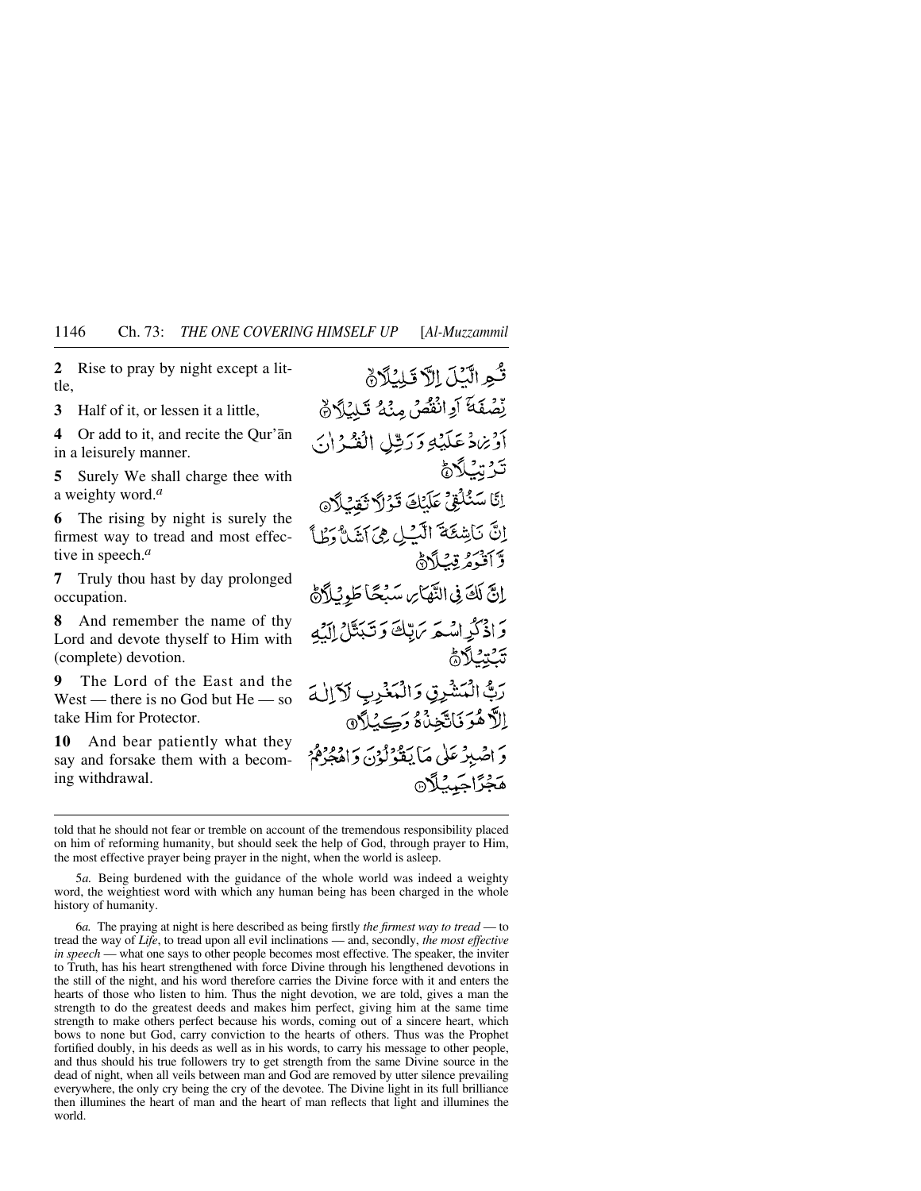**2** Rise to pray by night except a little,

**3** Half of it, or lessen it a little,

**4** Or add to it, and recite the Qur'ān in a leisurely manner.

**5** Surely We shall charge thee with a weighty word.[a]

**6** The rising by night is surely the firmest way to tread and most effective in speech.[a]

**7** Truly thou hast by day prolonged occupation.

**8** And remember the name of thy Lord and devote thyself to Him with (complete) devotion.

**9** The Lord of the East and the West — there is no God but He — so take Him for Protector.

**10** And bear patiently what they say and forsake them with a becoming withdrawal.

قُمِ الَّيْلَ اِلَّا قَلِيْلًا ۝

نِّصْفَهٗٓ اَوِ انْقُصْ مِنْهُ قَلِيْلًا ۝

اَوْ زِدْ عَلَيْهِ وَ رَتِّلِ الْقُرْاٰنَ تَرْتِيْلًا ۝

اِنَّا سَنُلْقِيْ عَلَيْكَ قَوْلًا ثَقِيْلًا ۝

اِنَّ نَاشِئَةَ الَّيْلِ هِيَ اَشَدُّ وَطْاً وَّ اَقْوَمُ قِيْلًا ۝

اِنَّ لَكَ فِي النَّهَارِ سَبْحًا طَوِيْلًا ۝

وَ اذْكُرِ اسْمَ رَبِّكَ وَ تَبَتَّلْ اِلَيْهِ تَبْتِيْلًا ۝

رَبُّ الْمَشْرِقِ وَ الْمَغْرِبِ لَآ اِلٰهَ اِلَّا هُوَ فَاتَّخِذْهُ وَكِيْلًا ۝

وَ اصْبِرْ عَلٰى مَا يَقُوْلُوْنَ وَ اهْجُرْهُمْ هَجْرًا جَمِيْلًا ۝

---

told that he should not fear or tremble on account of the tremendous responsibility placed on him of reforming humanity, but should seek the help of God, through prayer to Him, the most effective prayer being prayer in the night, when the world is asleep.

5*a.* Being burdened with the guidance of the whole world was indeed a weighty word, the weightiest word with which any human being has been charged in the whole history of humanity.

6*a.* The praying at night is here described as being firstly *the firmest way to tread* — to tread the way of *Life*, to tread upon all evil inclinations — and, secondly, *the most effective in speech* — what one says to other people becomes most effective. The speaker, the inviter to Truth, has his heart strengthened with force Divine through his lengthened devotions in the still of the night, and his word therefore carries the Divine force with it and enters the hearts of those who listen to him. Thus the night devotion, we are told, gives a man the strength to do the greatest deeds and makes him perfect, giving him at the same time strength to make others perfect because his words, coming out of a sincere heart, which bows to none but God, carry conviction to the hearts of others. Thus was the Prophet fortified doubly, in his deeds as well as in his words, to carry his message to other people, and thus should his true followers try to get strength from the same Divine source in the dead of night, when all veils between man and God are removed by utter silence prevailing everywhere, the only cry being the cry of the devotee. The Divine light in its full brilliance then illumines the heart of man and the heart of man reflects that light and illumines the world.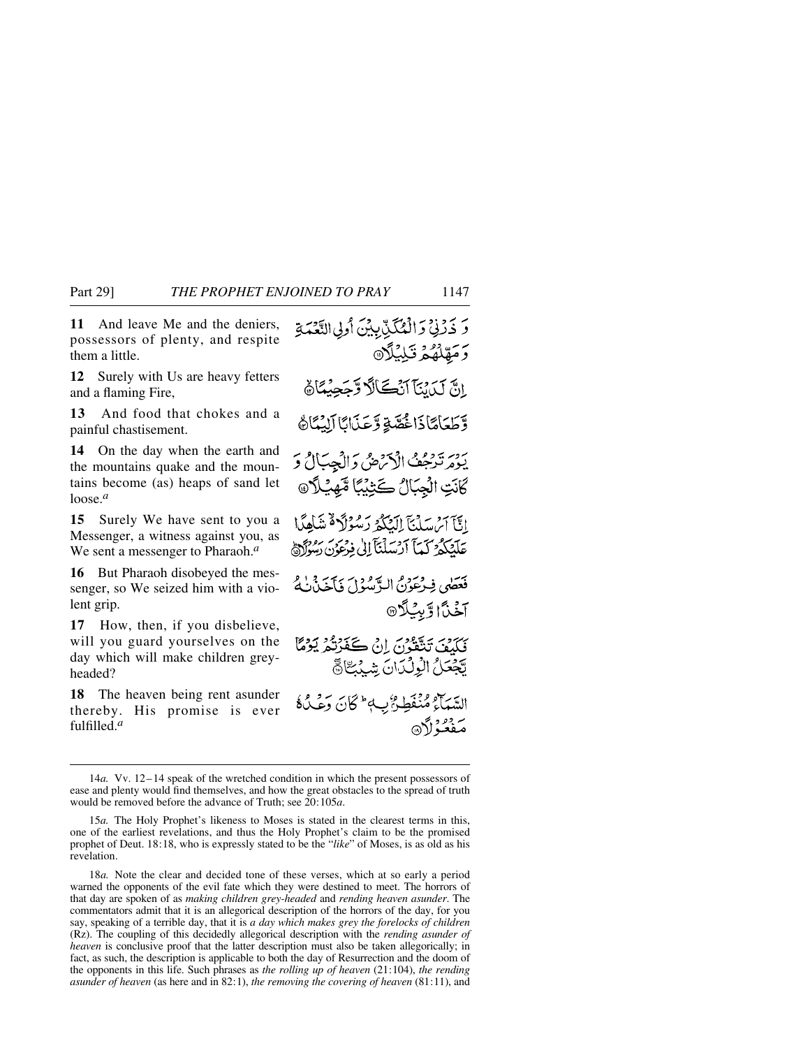**11** And leave Me and the deniers, possessors of plenty, and respite them a little.

وَ ذَرۡنِیۡ وَ الۡمُکَذِّبِیۡنَ اُولِی النَّعۡمَۃِ وَ مَہِّلۡہُمۡ قَلِیۡلًا ﴿۱۱﴾

**12** Surely with Us are heavy fetters and a flaming Fire,

اِنَّ لَدَیۡنَاۤ اَنۡکَالًا وَّ جَحِیۡمًا ﴿ۙ۱۲﴾

**13** And food that chokes and a painful chastisement.

وَّ طَعَامًا ذَا غُصَّۃٍ وَّ عَذَابًا اَلِیۡمًا ﴿٭۱۳﴾

**14** On the day when the earth and the mountains quake and the mountains become (as) heaps of sand let loose.[a]

یَوۡمَ تَرۡجُفُ الۡاَرۡضُ وَ الۡجِبَالُ وَ کَانَتِ الۡجِبَالُ کَثِیۡبًا مَّہِیۡلًا ﴿۱۴﴾

**15** Surely We have sent to you a Messenger, a witness against you, as We sent a messenger to Pharaoh.[a]

اِنَّاۤ اَرۡسَلۡنَاۤ اِلَیۡکُمۡ رَسُوۡلًا ۬ۙ شَاہِدًا عَلَیۡکُمۡ کَمَاۤ اَرۡسَلۡنَاۤ اِلٰی فِرۡعَوۡنَ رَسُوۡلًا ﴿ؕ۱۵﴾

**16** But Pharaoh disobeyed the messenger, so We seized him with a violent grip.

فَعَصٰی فِرۡعَوۡنُ الرَّسُوۡلَ فَاَخَذۡنٰہُ اَخۡذًا وَّبِیۡلًا ﴿۱۶﴾

**17** How, then, if you disbelieve, will you guard yourselves on the day which will make children greyheaded?

فَکَیۡفَ تَتَّقُوۡنَ اِنۡ کَفَرۡتُمۡ یَوۡمًا یَّجۡعَلُ الۡوِلۡدَانَ شِیۡبَۨا ﴿٭ۖ۱۷﴾

**18** The heaven being rent asunder thereby. His promise is ever fulfilled.[a]

السَّمَآءُ مُنۡفَطِرٌۢ بِہٖ ؕ کَانَ وَعۡدُہٗ مَفۡعُوۡلًا ﴿۱۸﴾

---

14*a.* Vv. 12–14 speak of the wretched condition in which the present possessors of ease and plenty would find themselves, and how the great obstacles to the spread of truth would be removed before the advance of Truth; see 20:105*a*.

15*a.* The Holy Prophet's likeness to Moses is stated in the clearest terms in this, one of the earliest revelations, and thus the Holy Prophet's claim to be the promised prophet of Deut. 18:18, who is expressly stated to be the "*like*" of Moses, is as old as his revelation.

18*a.* Note the clear and decided tone of these verses, which at so early a period warned the opponents of the evil fate which they were destined to meet. The horrors of that day are spoken of as *making children grey-headed* and *rending heaven asunder*. The commentators admit that it is an allegorical description of the horrors of the day, for you say, speaking of a terrible day, that it is *a day which makes grey the forelocks of children* (Rz). The coupling of this decidedly allegorical description with the *rending asunder of heaven* is conclusive proof that the latter description must also be taken allegorically; in fact, as such, the description is applicable to both the day of Resurrection and the doom of the opponents in this life. Such phrases as *the rolling up of heaven* (21:104), *the rending asunder of heaven* (as here and in 82:1), *the removing the covering of heaven* (81:11), and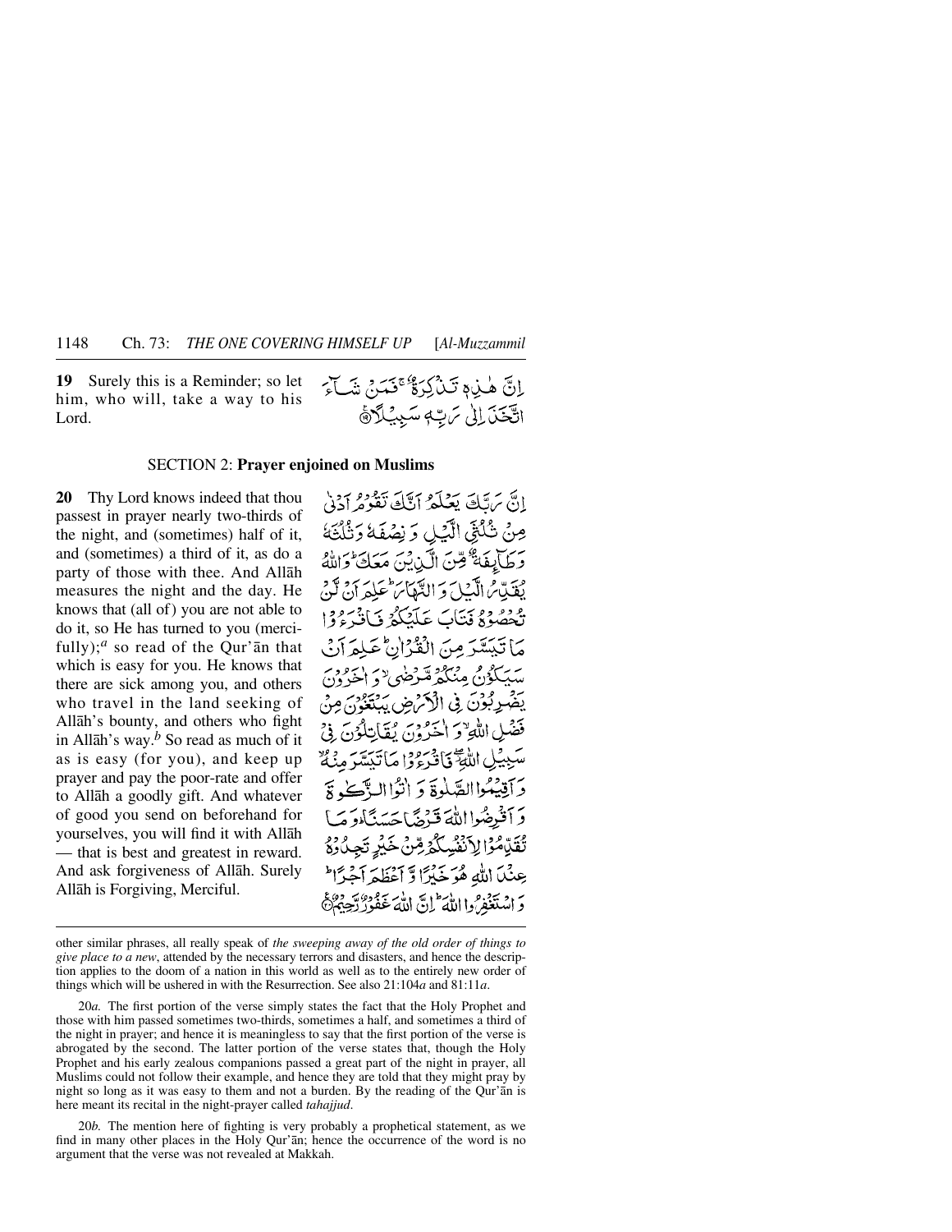**19** Surely this is a Reminder; so let him, who will, take a way to his Lord.

إِنَّ هٰذِهٖ تَذْكِرَةٌ ۚ فَمَنْ شَآءَ اتَّخَذَ إِلٰى رَبِّهٖ سَبِيْلًا ﴿١٩﴾

## SECTION 2: **Prayer enjoined on Muslims**

**20** Thy Lord knows indeed that thou passest in prayer nearly two-thirds of the night, and (sometimes) half of it, and (sometimes) a third of it, as do a party of those with thee. And Allāh measures the night and the day. He knows that (all of) you are not able to do it, so He has turned to you (mercifully);[a] so read of the Qur'ān that which is easy for you. He knows that there are sick among you, and others who travel in the land seeking of Allāh's bounty, and others who fight in Allāh's way.[b] So read as much of it as is easy (for you), and keep up prayer and pay the poor-rate and offer to Allāh a goodly gift. And whatever of good you send on beforehand for yourselves, you will find it with Allāh — that is best and greatest in reward. And ask forgiveness of Allāh. Surely Allāh is Forgiving, Merciful.

إِنَّ رَبَّكَ يَعْلَمُ أَنَّكَ تَقُوْمُ أَدْنٰى مِنْ ثُلُثَيِ الَّيْلِ وَ نِصْفَهٗ وَ ثُلُثَهٗ وَ طَآئِفَةٌ مِّنَ الَّذِيْنَ مَعَكَ ۚ وَ اللّٰهُ يُقَدِّرُ الَّيْلَ وَ النَّهَارَ ۚ عَلِمَ أَنْ لَّنْ تُحْصُوْهُ فَتَابَ عَلَيْكُمْ فَاقْرَءُوْا مَا تَيَسَّرَ مِنَ الْقُرْاٰنِ ۚ عَلِمَ أَنْ سَيَكُوْنُ مِنْكُمْ مَّرْضٰى ۙ وَ اٰخَرُوْنَ يَضْرِبُوْنَ فِي الْأَرْضِ يَبْتَغُوْنَ مِنْ فَضْلِ اللّٰهِ ۙ وَ اٰخَرُوْنَ يُقَاتِلُوْنَ فِيْ سَبِيْلِ اللّٰهِ ۖ فَاقْرَءُوْا مَا تَيَسَّرَ مِنْهُ ۙ وَ أَقِيْمُوا الصَّلٰوةَ وَ اٰتُوا الزَّكٰوةَ وَ أَقْرِضُوا اللّٰهَ قَرْضًا حَسَنًا ۚ وَ مَا تُقَدِّمُوْا لِأَنْفُسِكُمْ مِّنْ خَيْرٍ تَجِدُوْهُ عِنْدَ اللّٰهِ هُوَ خَيْرًا وَّ أَعْظَمَ أَجْرًا ۚ وَ اسْتَغْفِرُوا اللّٰهَ ۚ إِنَّ اللّٰهَ غَفُوْرٌ رَّحِيْمٌ ﴿٢٠﴾

---

other similar phrases, all really speak of *the sweeping away of the old order of things to give place to a new*, attended by the necessary terrors and disasters, and hence the description applies to the doom of a nation in this world as well as to the entirely new order of things which will be ushered in with the Resurrection. See also 21:104*a* and 81:11*a*.

20*a.* The first portion of the verse simply states the fact that the Holy Prophet and those with him passed sometimes two-thirds, sometimes a half, and sometimes a third of the night in prayer; and hence it is meaningless to say that the first portion of the verse is abrogated by the second. The latter portion of the verse states that, though the Holy Prophet and his early zealous companions passed a great part of the night in prayer, all Muslims could not follow their example, and hence they are told that they might pray by night so long as it was easy to them and not a burden. By the reading of the Qur'ān is here meant its recital in the night-prayer called *tahajjud*.

20*b.* The mention here of fighting is very probably a prophetical statement, as we find in many other places in the Holy Qur'ān; hence the occurrence of the word is no argument that the verse was not revealed at Makkah.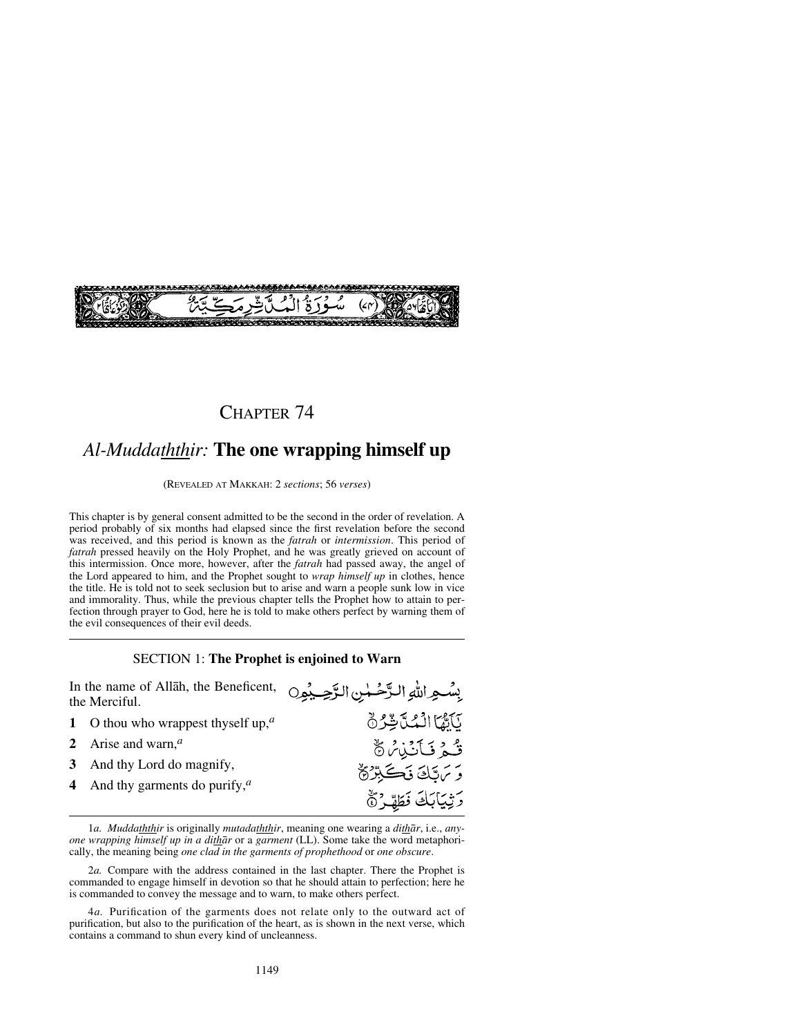سُوْرَةُ الْمُدَّثِّرِ مَكِّيَّةٌ (٧٤)

# CHAPTER 74

## *Al-Muddaththir:* **The one wrapping himself up**

(REVEALED AT MAKKAH: 2 *sections*; 56 *verses*)

This chapter is by general consent admitted to be the second in the order of revelation. A period probably of six months had elapsed since the first revelation before the second was received, and this period is known as the *fatrah* or *intermission*. This period of *fatrah* pressed heavily on the Holy Prophet, and he was greatly grieved on account of this intermission. Once more, however, after the *fatrah* had passed away, the angel of the Lord appeared to him, and the Prophet sought to *wrap himself up* in clothes, hence the title. He is told not to seek seclusion but to arise and warn a people sunk low in vice and immorality. Thus, while the previous chapter tells the Prophet how to attain to perfection through prayer to God, here he is told to make others perfect by warning them of the evil consequences of their evil deeds.

### SECTION 1: **The Prophet is enjoined to Warn**

In the name of Allāh, the Beneficent, the Merciful.

بِسْمِ اللّٰهِ الرَّحْمٰنِ الرَّحِيْمِ

1 O thou who wrappest thyself up,[a]

يٰٓاَيُّهَا الْمُدَّثِّرُ ۙ﴿۱﴾

2 Arise and warn,[a]

قُمْ فَاَنْذِرْ ۪ۙ﴿۲﴾

3 And thy Lord do magnify,

وَ رَبَّكَ فَكَبِّرْ ۪ۙ﴿۳﴾

4 And thy garments do purify,[a]

وَ ثِيَابَكَ فَطَهِّرْ ۪ۙ﴿۴﴾

---

1*a.* *Muddaththir* is originally *mutadaththir*, meaning one wearing a *dithār*, i.e., *anyone wrapping himself up in a dithār* or a *garment* (LL). Some take the word metaphorically, the meaning being *one clad in the garments of prophethood* or *one obscure*.

2*a.* Compare with the address contained in the last chapter. There the Prophet is commanded to engage himself in devotion so that he should attain to perfection; here he is commanded to convey the message and to warn, to make others perfect.

4*a.* Purification of the garments does not relate only to the outward act of purification, but also to the purification of the heart, as is shown in the next verse, which contains a command to shun every kind of uncleanness.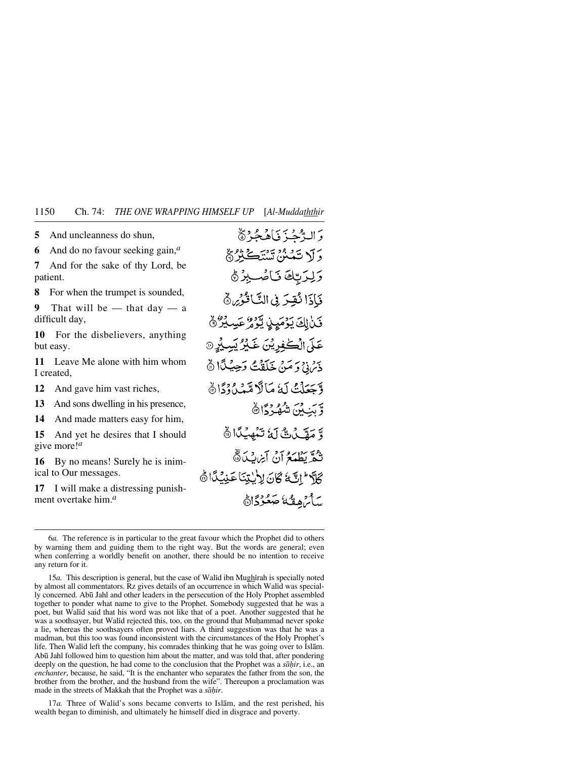5 And uncleanness do shun,

6 And do no favour seeking gain,[a]

7 And for the sake of thy Lord, be patient.

8 For when the trumpet is sounded,

9 That will be — that day — a difficult day,

10 For the disbelievers, anything but easy.

11 Leave Me alone with him whom I created,

12 And gave him vast riches,

13 And sons dwelling in his presence,

14 And made matters easy for him,

15 And yet he desires that I should give more![a]

16 By no means! Surely he is inimical to Our messages.

17 I will make a distressing punishment overtake him.[a]

وَالرُّجْزَ فَاهْجُرْ ۝٥

وَلَا تَمْنُنْ تَسْتَكْثِرُ ۝٦

وَلِرَبِّكَ فَاصْبِرْ ۝٧

فَإِذَا نُقِرَ فِي النَّاقُورِ ۝٨

فَذَٰلِكَ يَوْمَئِذٍ يَوْمٌ عَسِيرٌ ۝٩

عَلَى الْكَافِرِينَ غَيْرُ يَسِيرٍ ۝١٠

ذَرْنِي وَمَنْ خَلَقْتُ وَحِيدًا ۝١١

وَجَعَلْتُ لَهُ مَالًا مَمْدُودًا ۝١٢

وَبَنِينَ شُهُودًا ۝١٣

وَمَهَّدْتُ لَهُ تَمْهِيدًا ۝١٤

ثُمَّ يَطْمَعُ أَنْ أَزِيدَ ۝١٥

كَلَّا ۖ إِنَّهُ كَانَ لِآيَاتِنَا عَنِيدًا ۝١٦

سَأُرْهِقُهُ صَعُودًا ۝١٧

---

6*a.* The reference is in particular to the great favour which the Prophet did to others by warning them and guiding them to the right way. But the words are general; even when conferring a worldly benefit on another, there should be no intention to receive any return for it.

15*a.* This description is general, but the case of Walīd ibn Mughīrah is specially noted by almost all commentators. Rz gives details of an occurrence in which Walīd was specially concerned. Abū Jahl and other leaders in the persecution of the Holy Prophet assembled together to ponder what name to give to the Prophet. Somebody suggested that he was a poet, but Walīd said that his word was not like that of a poet. Another suggested that he was a soothsayer, but Walīd rejected this, too, on the ground that Muḥammad never spoke a lie, whereas the soothsayers often proved liars. A third suggestion was that he was a madman, but this too was found inconsistent with the circumstances of the Holy Prophet's life. Then Walīd left the company, his comrades thinking that he was going over to Islām. Abū Jahl followed him to question him about the matter, and was told that, after pondering deeply on the question, he had come to the conclusion that the Prophet was a *sāḥir*, i.e., an *enchanter*, because, he said, "It is the enchanter who separates the father from the son, the brother from the brother, and the husband from the wife". Thereupon a proclamation was made in the streets of Makkah that the Prophet was a *sāḥir*.

17*a.* Three of Walīd's sons became converts to Islām, and the rest perished, his wealth began to diminish, and ultimately he himself died in disgrace and poverty.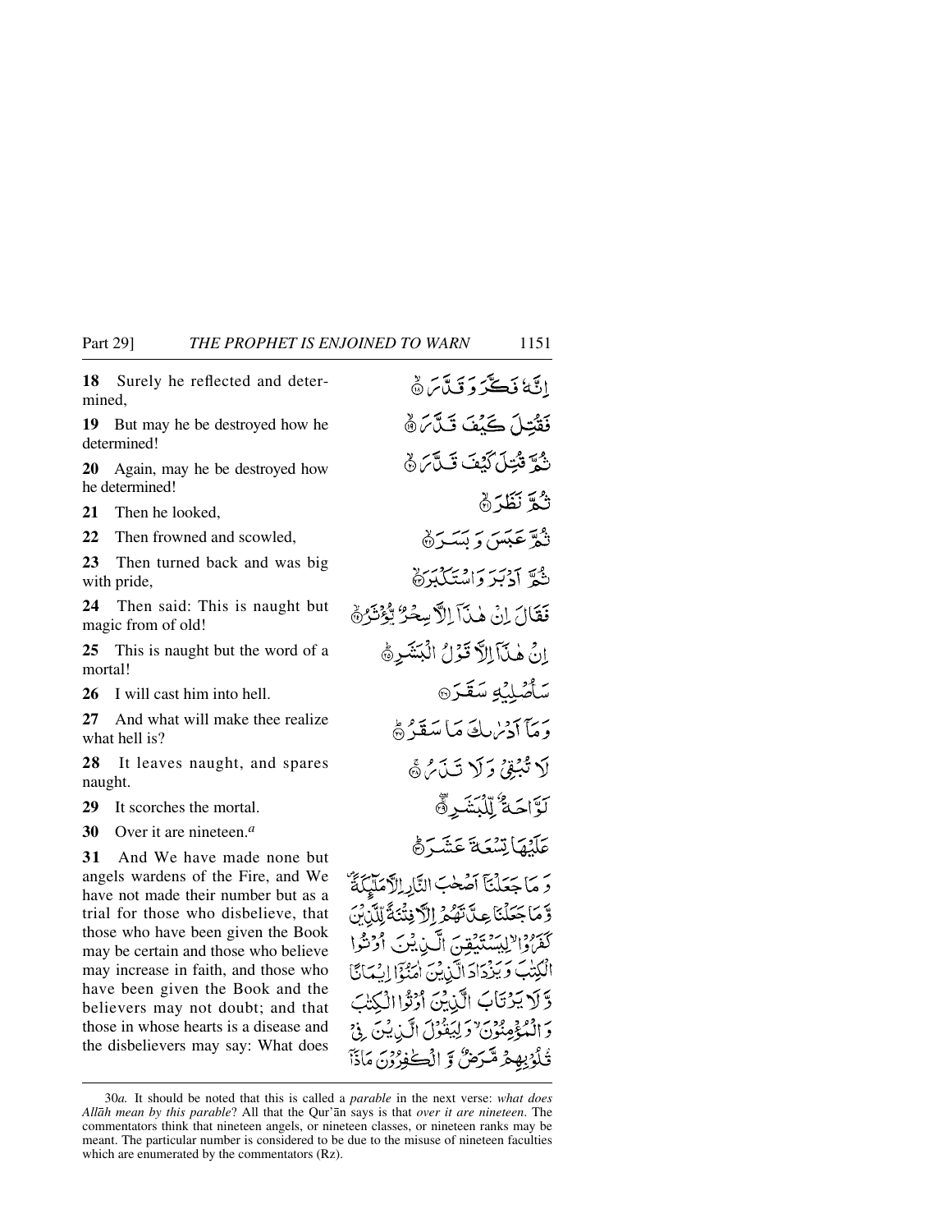**18** Surely he reflected and determined,

**19** But may he be destroyed how he determined!

**20** Again, may he be destroyed how he determined!

**21** Then he looked,

**22** Then frowned and scowled,

**23** Then turned back and was big with pride,

**24** Then said: This is naught but magic from of old!

**25** This is naught but the word of a mortal!

**26** I will cast him into hell.

**27** And what will make thee realize what hell is?

**28** It leaves naught, and spares naught.

**29** It scorches the mortal.

**30** Over it are nineteen.[a]

**31** And We have made none but angels wardens of the Fire, and We have not made their number but as a trial for those who disbelieve, that those who have been given the Book may be certain and those who believe may increase in faith, and those who have been given the Book and the believers may not doubt; and that those in whose hearts is a disease and the disbelievers may say: What does

إِنَّهُۥ فَكَّرَ وَقَدَّرَ ﴿١٨﴾

فَقُتِلَ كَيْفَ قَدَّرَ ﴿١٩﴾

ثُمَّ قُتِلَ كَيْفَ قَدَّرَ ﴿٢٠﴾

ثُمَّ نَظَرَ ﴿٢١﴾

ثُمَّ عَبَسَ وَبَسَرَ ﴿٢٢﴾

ثُمَّ أَدْبَرَ وَاسْتَكْبَرَ ﴿٢٣﴾

فَقَالَ إِنْ هَٰذَآ إِلَّا سِحْرٌ يُؤْثَرُ ﴿٢٤﴾

إِنْ هَٰذَآ إِلَّا قَوْلُ الْبَشَرِ ﴿٢٥﴾

سَأُصْلِيهِ سَقَرَ ﴿٢٦﴾

وَمَآ أَدْرَىٰكَ مَا سَقَرُ ﴿٢٧﴾

لَا تُبْقِي وَلَا تَذَرُ ﴿٢٨﴾

لَوَّاحَةٌ لِّلْبَشَرِ ﴿٢٩﴾

عَلَيْهَا تِسْعَةَ عَشَرَ ﴿٣٠﴾

وَمَا جَعَلْنَآ أَصْحَٰبَ النَّارِ إِلَّا مَلَٰٓئِكَةً وَمَا جَعَلْنَا عِدَّتَهُمْ إِلَّا فِتْنَةً لِّلَّذِينَ كَفَرُوا لِيَسْتَيْقِنَ الَّذِينَ أُوتُوا الْكِتَٰبَ وَيَزْدَادَ الَّذِينَ ءَامَنُوٓا إِيمَٰنًا وَلَا يَرْتَابَ الَّذِينَ أُوتُوا الْكِتَٰبَ وَالْمُؤْمِنُونَ وَلِيَقُولَ الَّذِينَ فِي قُلُوبِهِم مَّرَضٌ وَالْكَٰفِرُونَ مَاذَآ

---

30*a.* It should be noted that this is called a *parable* in the next verse: *what does Allāh mean by this parable*? All that the Qur'ān says is that *over it are nineteen*. The commentators think that nineteen angels, or nineteen classes, or nineteen ranks may be meant. The particular number is considered to be due to the misuse of nineteen faculties which are enumerated by the commentators (Rz).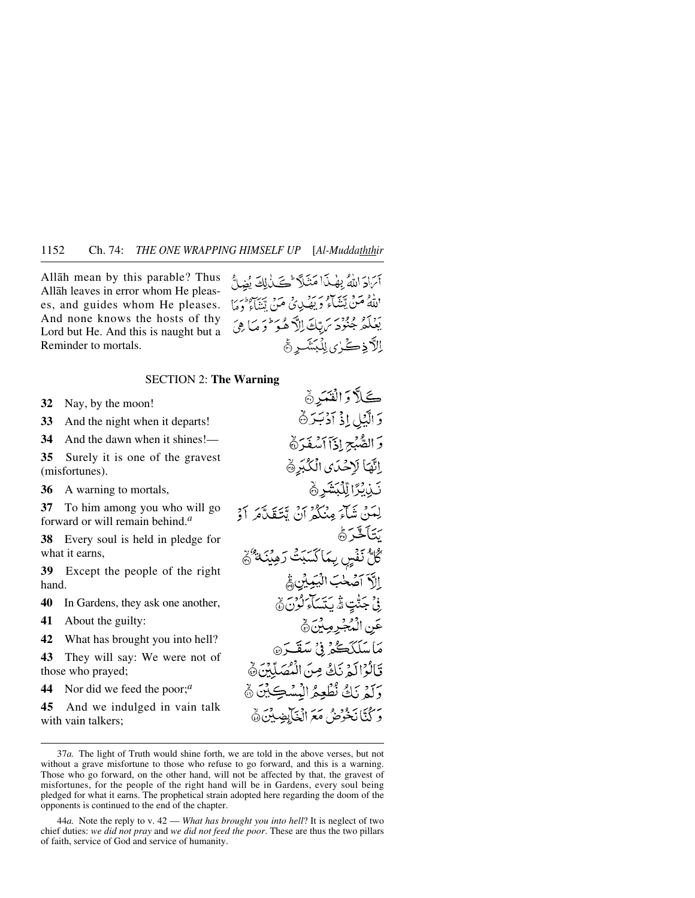Allāh mean by this parable? Thus Allāh leaves in error whom He pleases, and guides whom He pleases. And none knows the hosts of thy Lord but He. And this is naught but a Reminder to mortals.

أَرَادَ اللَّهُ بِهَٰذَا مَثَلًا ۚ كَذَٰلِكَ يُضِلُّ اللَّهُ مَن يَشَاءُ وَيَهْدِي مَن يَشَاءُ ۚ وَمَا يَعْلَمُ جُنُودَ رَبِّكَ إِلَّا هُوَ ۚ وَمَا هِيَ إِلَّا ذِكْرَىٰ لِلْبَشَرِ ﴿٣١﴾

## SECTION 2: **The Warning**

**32** Nay, by the moon!

كَلَّا وَالْقَمَرِ ﴿٣٢﴾

**33** And the night when it departs!

وَاللَّيْلِ إِذْ أَدْبَرَ ﴿٣٣﴾

**34** And the dawn when it shines!—

وَالصُّبْحِ إِذَا أَسْفَرَ ﴿٣٤﴾

**35** Surely it is one of the gravest (misfortunes).

إِنَّهَا لَإِحْدَى الْكُبَرِ ﴿٣٥﴾

**36** A warning to mortals,

نَذِيرًا لِّلْبَشَرِ ﴿٣٦﴾

**37** To him among you who will go forward or will remain behind.[a]

لِمَن شَاءَ مِنكُمْ أَن يَتَقَدَّمَ أَوْ يَتَأَخَّرَ ﴿٣٧﴾

**38** Every soul is held in pledge for what it earns,

كُلُّ نَفْسٍ بِمَا كَسَبَتْ رَهِينَةٌ ﴿٣٨﴾

**39** Except the people of the right hand.

إِلَّا أَصْحَابَ الْيَمِينِ ﴿٣٩﴾

**40** In Gardens, they ask one another,

فِي جَنَّاتٍ يَتَسَاءَلُونَ ﴿٤٠﴾

**41** About the guilty:

عَنِ الْمُجْرِمِينَ ﴿٤١﴾

**42** What has brought you into hell?

مَا سَلَكَكُمْ فِي سَقَرَ ﴿٤٢﴾

**43** They will say: We were not of those who prayed;

قَالُوا لَمْ نَكُ مِنَ الْمُصَلِّينَ ﴿٤٣﴾

**44** Nor did we feed the poor;[a]

وَلَمْ نَكُ نُطْعِمُ الْمِسْكِينَ ﴿٤٤﴾

**45** And we indulged in vain talk with vain talkers;

وَكُنَّا نَخُوضُ مَعَ الْخَائِضِينَ ﴿٤٥﴾

---

37*a.* The light of Truth would shine forth, we are told in the above verses, but not without a grave misfortune to those who refuse to go forward, and this is a warning. Those who go forward, on the other hand, will not be affected by that, the gravest of misfortunes, for the people of the right hand will be in Gardens, every soul being pledged for what it earns. The prophetical strain adopted here regarding the doom of the opponents is continued to the end of the chapter.

44*a.* Note the reply to v. 42 — *What has brought you into hell*? It is neglect of two chief duties: *we did not pray* and *we did not feed the poor*. These are thus the two pillars of faith, service of God and service of humanity.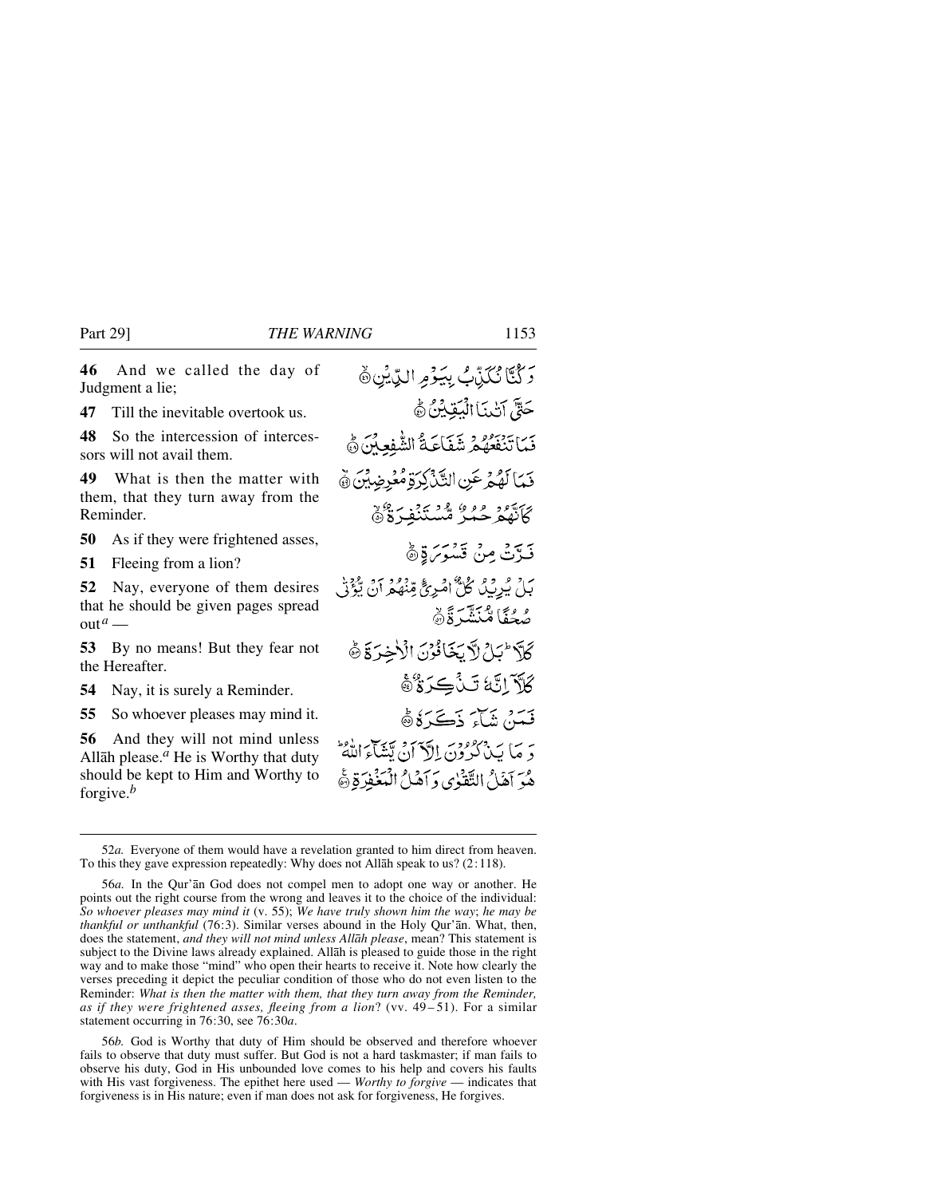46 And we called the day of Judgment a lie;

وَ كُنَّا نُكَذِّبُ بِيَوْمِ الدِّيْنِ ﴿٤٦﴾

47 Till the inevitable overtook us.

حَتّٰۤى اَتٰىنَا الْيَقِيْنُ ﴿٤٧﴾

48 So the intercession of intercessors will not avail them.

فَمَا تَنْفَعُهُمْ شَفَاعَةُ الشّٰفِعِيْنَ ﴿٤٨﴾

49 What is then the matter with them, that they turn away from the Reminder.

فَمَا لَهُمْ عَنِ التَّذْكِرَةِ مُعْرِضِيْنَ ﴿٤٩﴾

50 As if they were frightened asses,

كَاَنَّهُمْ حُمُرٌ مُّسْتَنْفِرَةٌ ﴿٥٠﴾

51 Fleeing from a lion?

فَرَّتْ مِنْ قَسْوَرَةٍ ﴿٥١﴾

52 Nay, everyone of them desires that he should be given pages spread out[a] —

بَلْ يُرِيْدُ كُلُّ امْرِئٍ مِّنْهُمْ اَنْ يُّؤْتٰى صُحُفًا مُّنَشَّرَةً ﴿٥٢﴾

53 By no means! But they fear not the Hereafter.

كَلَّا ؕ بَلْ لَّا يَخَافُوْنَ الْاٰخِرَةَ ﴿٥٣﴾

54 Nay, it is surely a Reminder.

كَلَّاۤ اِنَّهٗ تَذْكِرَةٌ ﴿٥٤﴾

55 So whoever pleases may mind it.

فَمَنْ شَآءَ ذَكَرَهٗ ﴿٥٥﴾

56 And they will not mind unless Allāh please.[a] He is Worthy that duty should be kept to Him and Worthy to forgive.[b]

وَ مَا يَذْكُرُوْنَ اِلَّاۤ اَنْ يَّشَآءَ اللّٰهُ ؕ هُوَ اَهْلُ التَّقْوٰى وَ اَهْلُ الْمَغْفِرَةِ ﴿٥٦﴾

---

52*a.* Everyone of them would have a revelation granted to him direct from heaven. To this they gave expression repeatedly: Why does not Allāh speak to us? (2:118).

56*a.* In the Qur'ān God does not compel men to adopt one way or another. He points out the right course from the wrong and leaves it to the choice of the individual: *So whoever pleases may mind it* (v. 55); *We have truly shown him the way*; *he may be thankful or unthankful* (76:3). Similar verses abound in the Holy Qur'ān. What, then, does the statement, *and they will not mind unless Allāh please*, mean? This statement is subject to the Divine laws already explained. Allāh is pleased to guide those in the right way and to make those "mind" who open their hearts to receive it. Note how clearly the verses preceding it depict the peculiar condition of those who do not even listen to the Reminder: *What is then the matter with them, that they turn away from the Reminder, as if they were frightened asses, fleeing from a lion*? (vv. 49–51). For a similar statement occurring in 76:30, see 76:30*a*.

56*b.* God is Worthy that duty of Him should be observed and therefore whoever fails to observe that duty must suffer. But God is not a hard taskmaster; if man fails to observe his duty, God in His unbounded love comes to his help and covers his faults with His vast forgiveness. The epithet here used — *Worthy to forgive* — indicates that forgiveness is in His nature; even if man does not ask for forgiveness, He forgives.